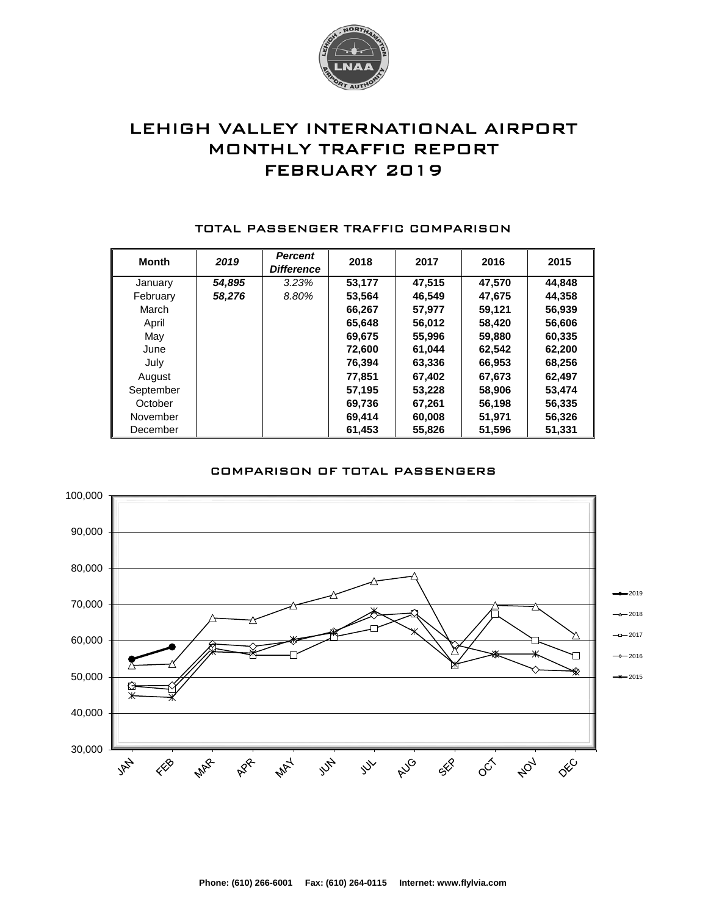# LEHIGH VALLEY INTERNATIONAL AIRPORT
# MONTHLY TRAFFIC REPORT
# FEBRUARY 2019

## TOTAL PASSENGER TRAFFIC COMPARISON

| Month | *2019* | *Percent Difference* | 2018 | 2017 | 2016 | 2015 |
|---|---|---|---|---|---|---|
| January | ***54,895*** | *3.23%* | **53,177** | **47,515** | **47,570** | **44,848** |
| February | ***58,276*** | *8.80%* | **53,564** | **46,549** | **47,675** | **44,358** |
| March | | | **66,267** | **57,977** | **59,121** | **56,939** |
| April | | | **65,648** | **56,012** | **58,420** | **56,606** |
| May | | | **69,675** | **55,996** | **59,880** | **60,335** |
| June | | | **72,600** | **61,044** | **62,542** | **62,200** |
| July | | | **76,394** | **63,336** | **66,953** | **68,256** |
| August | | | **77,851** | **67,402** | **67,673** | **62,497** |
| September | | | **57,195** | **53,228** | **58,906** | **53,474** |
| October | | | **69,736** | **67,261** | **56,198** | **56,335** |
| November | | | **69,414** | **60,008** | **51,971** | **56,326** |
| December | | | **61,453** | **55,826** | **51,596** | **51,331** |

## COMPARISON OF TOTAL PASSENGERS

**Phone: (610) 266-6001 Fax: (610) 264-0115 Internet: www.flylvia.com**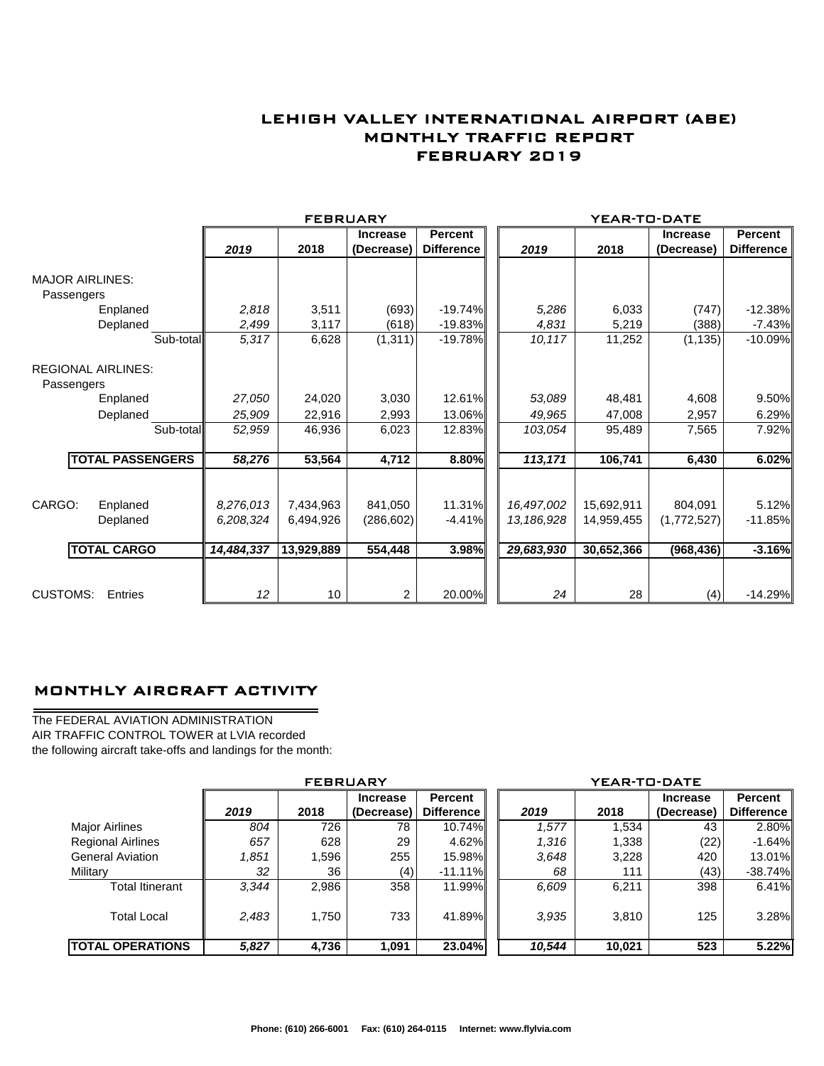# LEHIGH VALLEY INTERNATIONAL AIRPORT (ABE)
## MONTHLY TRAFFIC REPORT
## FEBRUARY 2019

| | FEBRUARY | | | | YEAR-TO-DATE | | | |
|---|---|---|---|---|---|---|---|---|
| | 2019 | 2018 | Increase (Decrease) | Percent Difference | 2019 | 2018 | Increase (Decrease) | Percent Difference |
| **MAJOR AIRLINES:** | | | | | | | | |
| Passengers | | | | | | | | |
| Enplaned | 2,818 | 3,511 | (693) | -19.74% | 5,286 | 6,033 | (747) | -12.38% |
| Deplaned | 2,499 | 3,117 | (618) | -19.83% | 4,831 | 5,219 | (388) | -7.43% |
| Sub-total | 5,317 | 6,628 | (1,311) | -19.78% | 10,117 | 11,252 | (1,135) | -10.09% |
| **REGIONAL AIRLINES:** | | | | | | | | |
| Passengers | | | | | | | | |
| Enplaned | 27,050 | 24,020 | 3,030 | 12.61% | 53,089 | 48,481 | 4,608 | 9.50% |
| Deplaned | 25,909 | 22,916 | 2,993 | 13.06% | 49,965 | 47,008 | 2,957 | 6.29% |
| Sub-total | 52,959 | 46,936 | 6,023 | 12.83% | 103,054 | 95,489 | 7,565 | 7.92% |
| **TOTAL PASSENGERS** | **58,276** | **53,564** | **4,712** | **8.80%** | **113,171** | **106,741** | **6,430** | **6.02%** |
| CARGO: Enplaned | 8,276,013 | 7,434,963 | 841,050 | 11.31% | 16,497,002 | 15,692,911 | 804,091 | 5.12% |
| Deplaned | 6,208,324 | 6,494,926 | (286,602) | -4.41% | 13,186,928 | 14,959,455 | (1,772,527) | -11.85% |
| **TOTAL CARGO** | **14,484,337** | **13,929,889** | **554,448** | **3.98%** | **29,683,930** | **30,652,366** | **(968,436)** | **-3.16%** |
| CUSTOMS: Entries | 12 | 10 | 2 | 20.00% | 24 | 28 | (4) | -14.29% |

## MONTHLY AIRCRAFT ACTIVITY

The FEDERAL AVIATION ADMINISTRATION AIR TRAFFIC CONTROL TOWER at LVIA recorded the following aircraft take-offs and landings for the month:

| | FEBRUARY | | | | YEAR-TO-DATE | | | |
|---|---|---|---|---|---|---|---|---|
| | 2019 | 2018 | Increase (Decrease) | Percent Difference | 2019 | 2018 | Increase (Decrease) | Percent Difference |
| Major Airlines | 804 | 726 | 78 | 10.74% | 1,577 | 1,534 | 43 | 2.80% |
| Regional Airlines | 657 | 628 | 29 | 4.62% | 1,316 | 1,338 | (22) | -1.64% |
| General Aviation | 1,851 | 1,596 | 255 | 15.98% | 3,648 | 3,228 | 420 | 13.01% |
| Military | 32 | 36 | (4) | -11.11% | 68 | 111 | (43) | -38.74% |
| Total Itinerant | 3,344 | 2,986 | 358 | 11.99% | 6,609 | 6,211 | 398 | 6.41% |
| Total Local | 2,483 | 1,750 | 733 | 41.89% | 3,935 | 3,810 | 125 | 3.28% |
| **TOTAL OPERATIONS** | **5,827** | **4,736** | **1,091** | **23.04%** | **10,544** | **10,021** | **523** | **5.22%** |

Phone: (610) 266-6001 Fax: (610) 264-0115 Internet: www.flylvia.com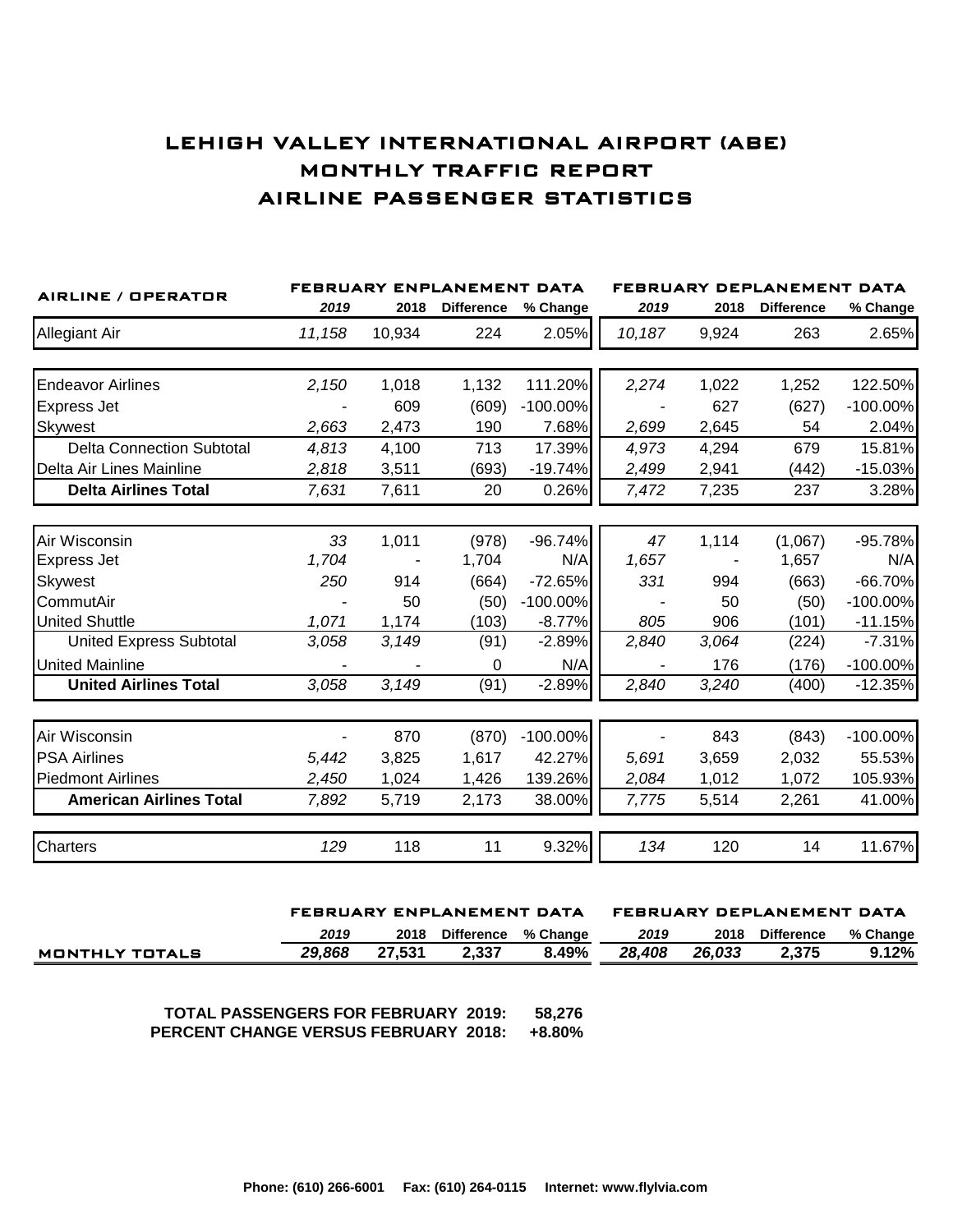# LEHIGH VALLEY INTERNATIONAL AIRPORT (ABE)
## MONTHLY TRAFFIC REPORT
## AIRLINE PASSENGER STATISTICS

| AIRLINE / OPERATOR | FEBRUARY ENPLANEMENT DATA | | | | FEBRUARY DEPLANEMENT DATA | | | |
|---|---|---|---|---|---|---|---|---|
| | *2019* | 2018 | Difference | % Change | *2019* | 2018 | Difference | % Change |
| Allegiant Air | *11,158* | 10,934 | 224 | 2.05% | *10,187* | 9,924 | 263 | 2.65% |
| | | | | | | | | |
| Endeavor Airlines | *2,150* | 1,018 | 1,132 | 111.20% | *2,274* | 1,022 | 1,252 | 122.50% |
| Express Jet | - | 609 | (609) | -100.00% | - | 627 | (627) | -100.00% |
| Skywest | *2,663* | 2,473 | 190 | 7.68% | *2,699* | 2,645 | 54 | 2.04% |
| Delta Connection Subtotal | *4,813* | 4,100 | 713 | 17.39% | *4,973* | 4,294 | 679 | 15.81% |
| Delta Air Lines Mainline | *2,818* | 3,511 | (693) | -19.74% | *2,499* | 2,941 | (442) | -15.03% |
| **Delta Airlines Total** | *7,631* | 7,611 | 20 | 0.26% | *7,472* | 7,235 | 237 | 3.28% |
| | | | | | | | | |
| Air Wisconsin | *33* | 1,011 | (978) | -96.74% | *47* | 1,114 | (1,067) | -95.78% |
| Express Jet | *1,704* | - | 1,704 | N/A | *1,657* | - | 1,657 | N/A |
| Skywest | *250* | 914 | (664) | -72.65% | *331* | 994 | (663) | -66.70% |
| CommutAir | - | 50 | (50) | -100.00% | - | 50 | (50) | -100.00% |
| United Shuttle | *1,071* | 1,174 | (103) | -8.77% | *805* | 906 | (101) | -11.15% |
| United Express Subtotal | *3,058* | *3,149* | (91) | -2.89% | *2,840* | *3,064* | (224) | -7.31% |
| United Mainline | - | - | 0 | N/A | - | 176 | (176) | -100.00% |
| **United Airlines Total** | *3,058* | *3,149* | (91) | -2.89% | *2,840* | *3,240* | (400) | -12.35% |
| | | | | | | | | |
| Air Wisconsin | - | 870 | (870) | -100.00% | - | 843 | (843) | -100.00% |
| PSA Airlines | *5,442* | 3,825 | 1,617 | 42.27% | *5,691* | 3,659 | 2,032 | 55.53% |
| Piedmont Airlines | *2,450* | 1,024 | 1,426 | 139.26% | *2,084* | 1,012 | 1,072 | 105.93% |
| **American Airlines Total** | *7,892* | 5,719 | 2,173 | 38.00% | *7,775* | 5,514 | 2,261 | 41.00% |
| | | | | | | | | |
| Charters | *129* | 118 | 11 | 9.32% | *134* | 120 | 14 | 11.67% |

| | FEBRUARY ENPLANEMENT DATA | | | | FEBRUARY DEPLANEMENT DATA | | | |
|---|---|---|---|---|---|---|---|---|
| | *2019* | 2018 | Difference | % Change | *2019* | 2018 | Difference | % Change |
| **MONTHLY TOTALS** | ***29,868*** | **27,531** | **2,337** | **8.49%** | ***28,408*** | ***26,033*** | **2,375** | **9.12%** |

**TOTAL PASSENGERS FOR FEBRUARY 2019: 58,276**
**PERCENT CHANGE VERSUS FEBRUARY 2018: +8.80%**

Phone: (610) 266-6001 Fax: (610) 264-0115 Internet: www.flylvia.com